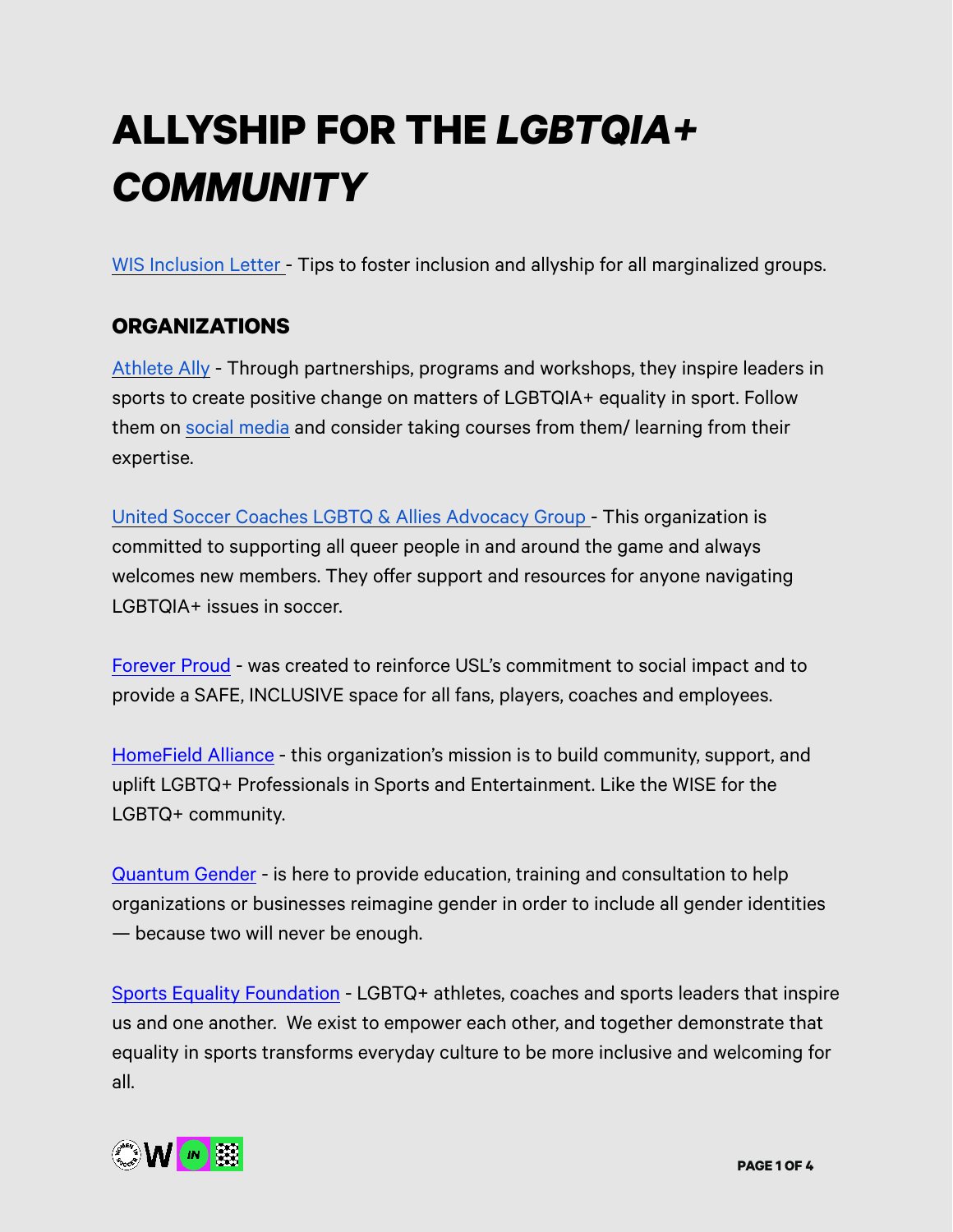# ALLYSHIP FOR THE *LGBTQIA+ COMMUNITY*

WIS Inclusion Letter - Tips to foster inclusion and allyship for all marginalized groups.

## ORGANIZATIONS

Athlete Ally - Through partnerships, programs and workshops, they inspire leaders in sports to create positive change on matters of LGBTQIA+ equality in sport. Follow them on social media and consider taking courses from them/ learning from their expertise.

United Soccer Coaches LGBTQ & Allies Advocacy Group - This organization is committed to supporting all queer people in and around the game and always welcomes new members. They offer support and resources for anyone navigating LGBTQIA+ issues in soccer.

Forever Proud - was created to reinforce USL's commitment to social impact and to provide a SAFE, INCLUSIVE space for all fans, players, coaches and employees.

HomeField Alliance - this organization's mission is to build community, support, and uplift LGBTQ+ Professionals in Sports and Entertainment. Like the WISE for the LGBTQ+ community.

Quantum Gender - is here to provide education, training and consultation to help organizations or businesses reimagine gender in order to include all gender identities — because two will never be enough.

Sports Equality Foundation - LGBTQ+ athletes, coaches and sports leaders that inspire us and one another. We exist to empower each other, and together demonstrate that equality in sports transforms everyday culture to be more inclusive and welcoming for all.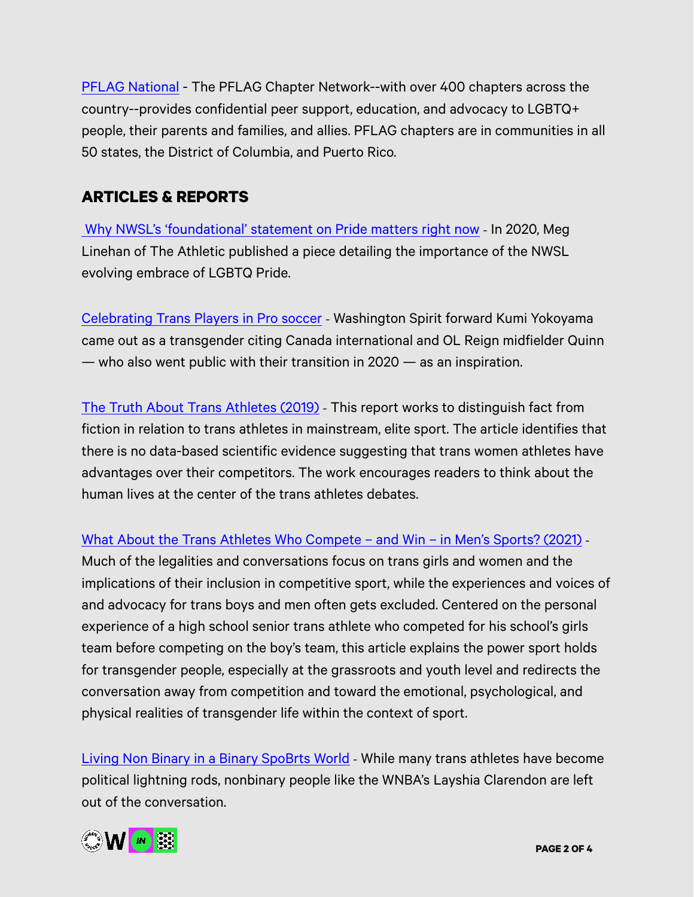PFLAG National - The PFLAG Chapter Network--with over 400 chapters across the country--provides confidential peer support, education, and advocacy to LGBTQ+ people, their parents and families, and allies. PFLAG chapters are in communities in all 50 states, the District of Columbia, and Puerto Rico.

## ARTICLES & REPORTS

Why NWSL's 'foundational' statement on Pride matters right now - In 2020, Meg Linehan of The Athletic published a piece detailing the importance of the NWSL evolving embrace of LGBTQ Pride.

Celebrating Trans Players in Pro soccer - Washington Spirit forward Kumi Yokoyama came out as a transgender citing Canada international and OL Reign midfielder Quinn — who also went public with their transition in 2020 — as an inspiration.

The Truth About Trans Athletes (2019) - This report works to distinguish fact from fiction in relation to trans athletes in mainstream, elite sport. The article identifies that there is no data-based scientific evidence suggesting that trans women athletes have advantages over their competitors. The work encourages readers to think about the human lives at the center of the trans athletes debates.

What About the Trans Athletes Who Compete – and Win – in Men's Sports? (2021) - Much of the legalities and conversations focus on trans girls and women and the implications of their inclusion in competitive sport, while the experiences and voices of and advocacy for trans boys and men often gets excluded. Centered on the personal experience of a high school senior trans athlete who competed for his school's girls team before competing on the boy's team, this article explains the power sport holds for transgender people, especially at the grassroots and youth level and redirects the conversation away from competition and toward the emotional, psychological, and physical realities of transgender life within the context of sport.

Living Non Binary in a Binary SpoBrts World - While many trans athletes have become political lightning rods, nonbinary people like the WNBA's Layshia Clarendon are left out of the conversation.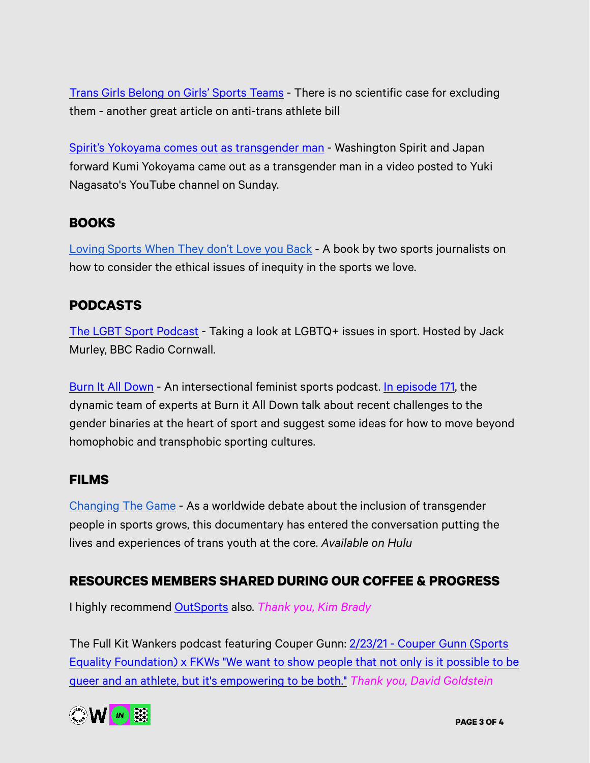Trans Girls Belong on Girls' Sports Teams - There is no scientific case for excluding them - another great article on anti-trans athlete bill

Spirit's Yokoyama comes out as transgender man - Washington Spirit and Japan forward Kumi Yokoyama came out as a transgender man in a video posted to Yuki Nagasato's YouTube channel on Sunday.

## BOOKS

Loving Sports When They don't Love you Back - A book by two sports journalists on how to consider the ethical issues of inequity in the sports we love.

## PODCASTS

The LGBT Sport Podcast - Taking a look at LGBTQ+ issues in sport. Hosted by Jack Murley, BBC Radio Cornwall.

Burn It All Down - An intersectional feminist sports podcast. In episode 171, the dynamic team of experts at Burn it All Down talk about recent challenges to the gender binaries at the heart of sport and suggest some ideas for how to move beyond homophobic and transphobic sporting cultures.

## FILMS

Changing The Game - As a worldwide debate about the inclusion of transgender people in sports grows, this documentary has entered the conversation putting the lives and experiences of trans youth at the core. *Available on Hulu*

## RESOURCES MEMBERS SHARED DURING OUR COFFEE & PROGRESS

I highly recommend OutSports also. *Thank you, Kim Brady*

The Full Kit Wankers podcast featuring Couper Gunn: 2/23/21 - Couper Gunn (Sports Equality Foundation) x FKWs "We want to show people that not only is it possible to be queer and an athlete, but it's empowering to be both." *Thank you, David Goldstein*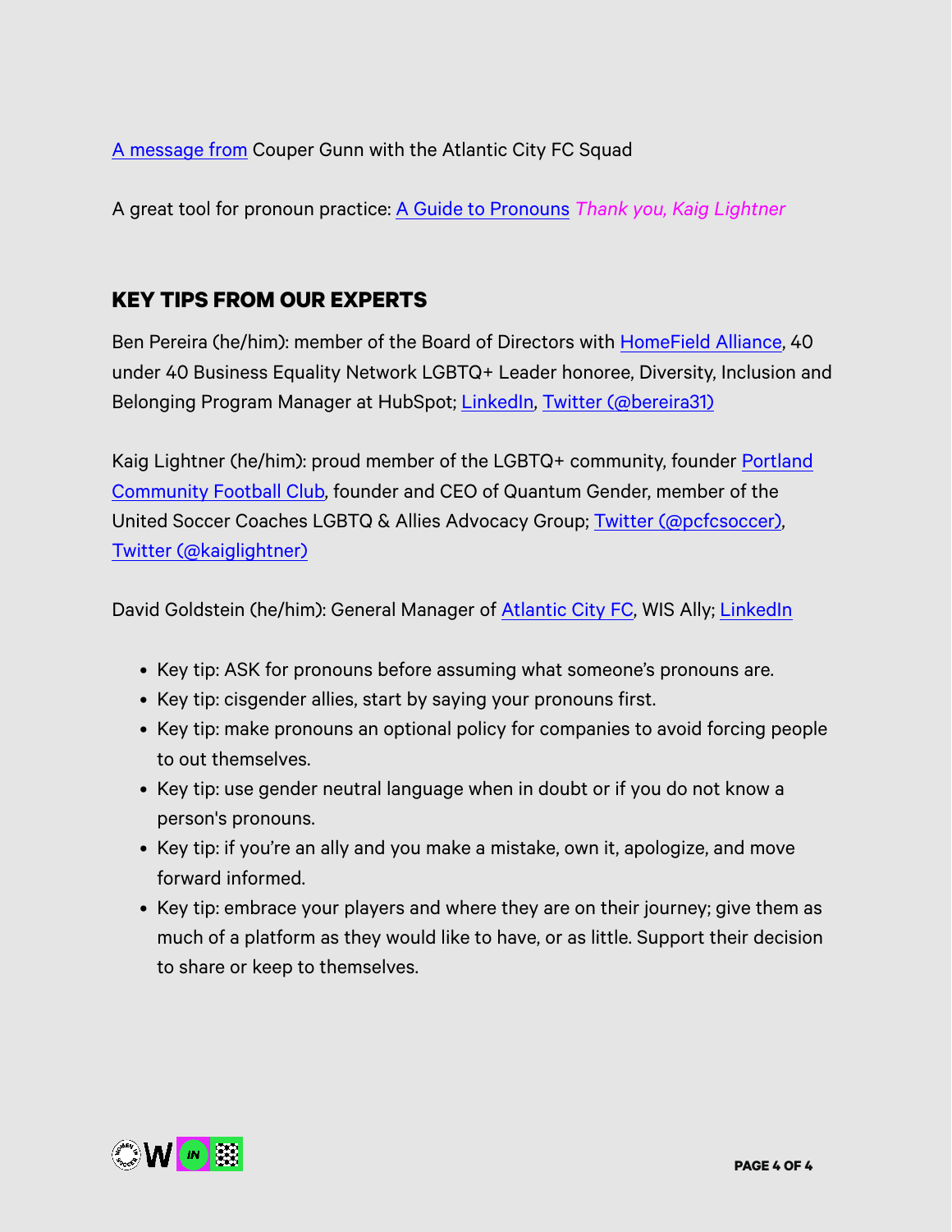A message from Couper Gunn with the Atlantic City FC Squad

A great tool for pronoun practice: A Guide to Pronouns *Thank you, Kaig Lightner*

## KEY TIPS FROM OUR EXPERTS

Ben Pereira (he/him): member of the Board of Directors with HomeField Alliance, 40 under 40 Business Equality Network LGBTQ+ Leader honoree, Diversity, Inclusion and Belonging Program Manager at HubSpot; LinkedIn, Twitter (@bereira31)

Kaig Lightner (he/him): proud member of the LGBTQ+ community, founder Portland Community Football Club, founder and CEO of Quantum Gender, member of the United Soccer Coaches LGBTQ & Allies Advocacy Group; Twitter (@pcfcsoccer), Twitter (@kaiglightner)

David Goldstein (he/him): General Manager of Atlantic City FC, WIS Ally; LinkedIn

- Key tip: ASK for pronouns before assuming what someone's pronouns are.
- Key tip: cisgender allies, start by saying your pronouns first.
- Key tip: make pronouns an optional policy for companies to avoid forcing people to out themselves.
- Key tip: use gender neutral language when in doubt or if you do not know a person's pronouns.
- Key tip: if you're an ally and you make a mistake, own it, apologize, and move forward informed.
- Key tip: embrace your players and where they are on their journey; give them as much of a platform as they would like to have, or as little. Support their decision to share or keep to themselves.